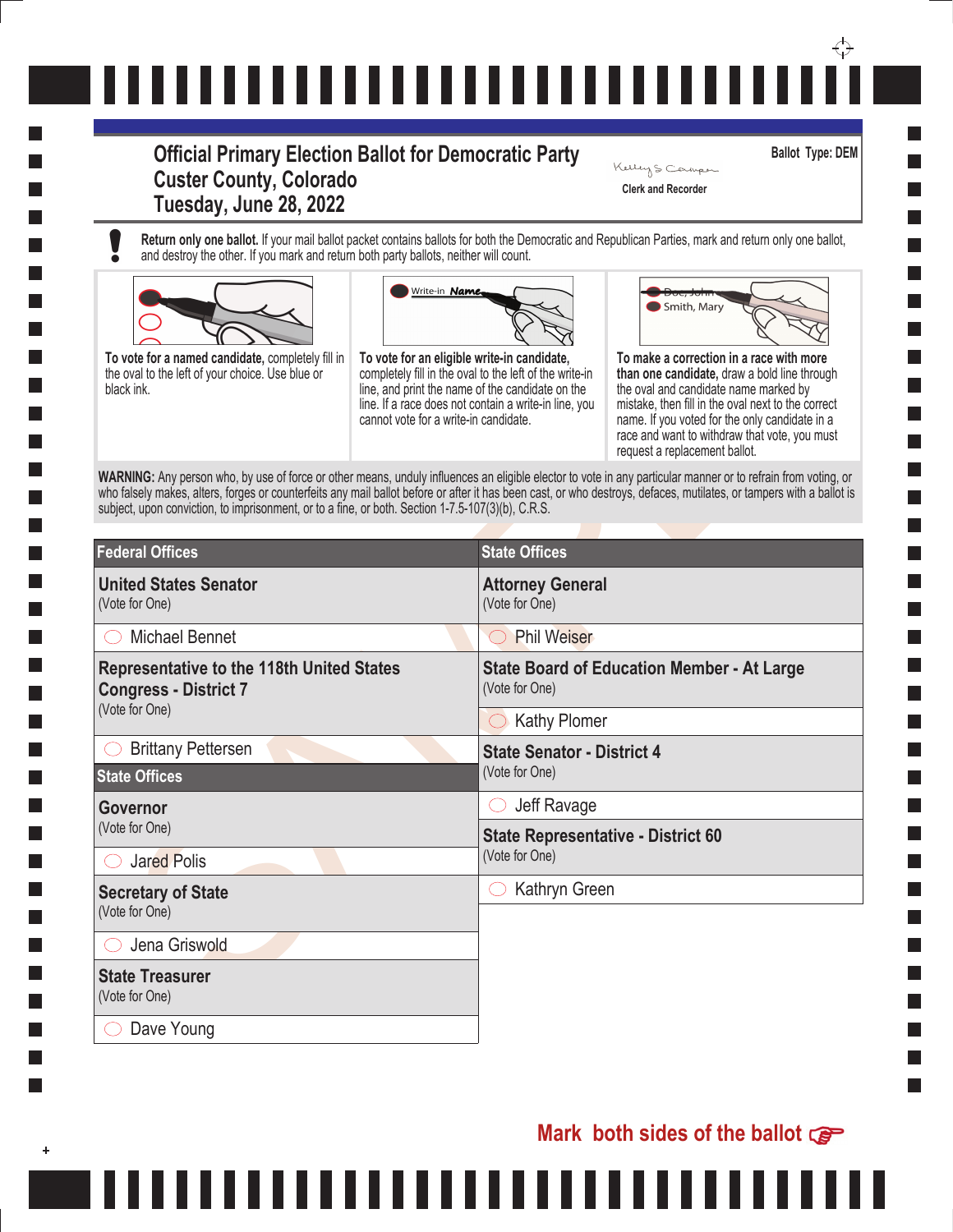# Official Primary Election Ballot for Democratic Party
## Custer County, Colorado
## Tuesday, June 28, 2022

Clerk and Recorder

**Ballot Type: DEM**

**Return only one ballot.** If your mail ballot packet contains ballots for both the Democratic and Republican Parties, mark and return only one ballot, and destroy the other. If you mark and return both party ballots, neither will count.

**To vote for a named candidate,** completely fill in the oval to the left of your choice. Use blue or black ink.

**To vote for an eligible write-in candidate,** completely fill in the oval to the left of the write-in line, and print the name of the candidate on the line. If a race does not contain a write-in line, you cannot vote for a write-in candidate.

**To make a correction in a race with more than one candidate,** draw a bold line through the oval and candidate name marked by mistake, then fill in the oval next to the correct name. If you voted for the only candidate in a race and want to withdraw that vote, you must request a replacement ballot.

**WARNING:** Any person who, by use of force or other means, unduly influences an eligible elector to vote in any particular manner or to refrain from voting, or who falsely makes, alters, forges or counterfeits any mail ballot before or after it has been cast, or who destroys, defaces, mutilates, or tampers with a ballot is subject, upon conviction, to imprisonment, or to a fine, or both. Section 1-7.5-107(3)(b), C.R.S.

## Federal Offices

**United States Senator**
(Vote for One)

- ○ Michael Bennet

**Representative to the 118th United States Congress - District 7**
(Vote for One)

- ○ Brittany Pettersen

## State Offices

**Governor**
(Vote for One)

- ○ Jared Polis

**Secretary of State**
(Vote for One)

- ○ Jena Griswold

**State Treasurer**
(Vote for One)

- ○ Dave Young

## State Offices

**Attorney General**
(Vote for One)

- ○ Phil Weiser

**State Board of Education Member - At Large**
(Vote for One)

- ○ Kathy Plomer

**State Senator - District 4**
(Vote for One)

- ○ Jeff Ravage

**State Representative - District 60**
(Vote for One)

- ○ Kathryn Green

**Mark both sides of the ballot**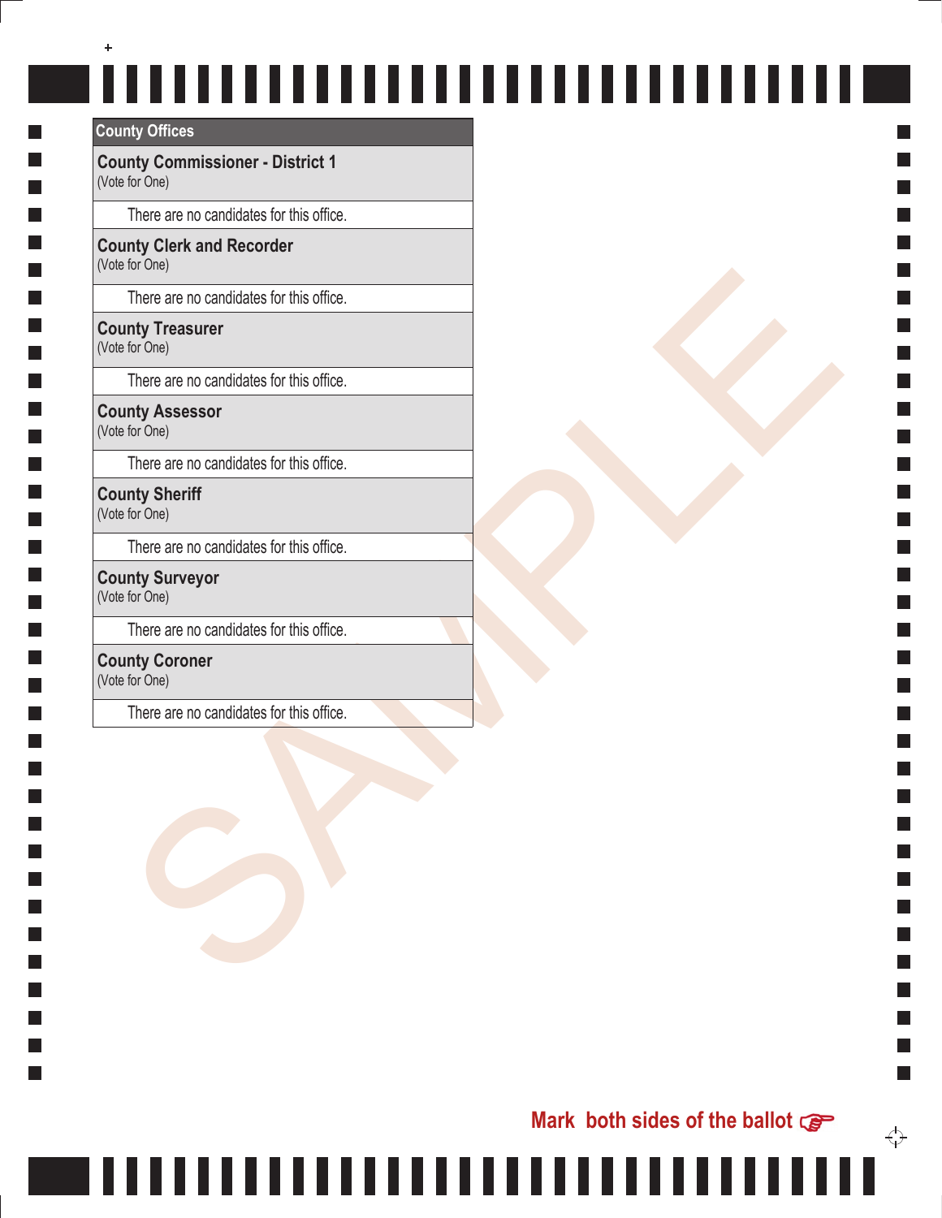## County Offices

### County Commissioner - District 1
(Vote for One)

There are no candidates for this office.

### County Clerk and Recorder
(Vote for One)

There are no candidates for this office.

### County Treasurer
(Vote for One)

There are no candidates for this office.

### County Assessor
(Vote for One)

There are no candidates for this office.

### County Sheriff
(Vote for One)

There are no candidates for this office.

### County Surveyor
(Vote for One)

There are no candidates for this office.

### County Coroner
(Vote for One)

There are no candidates for this office.

SAMPLE

**Mark both sides of the ballot**